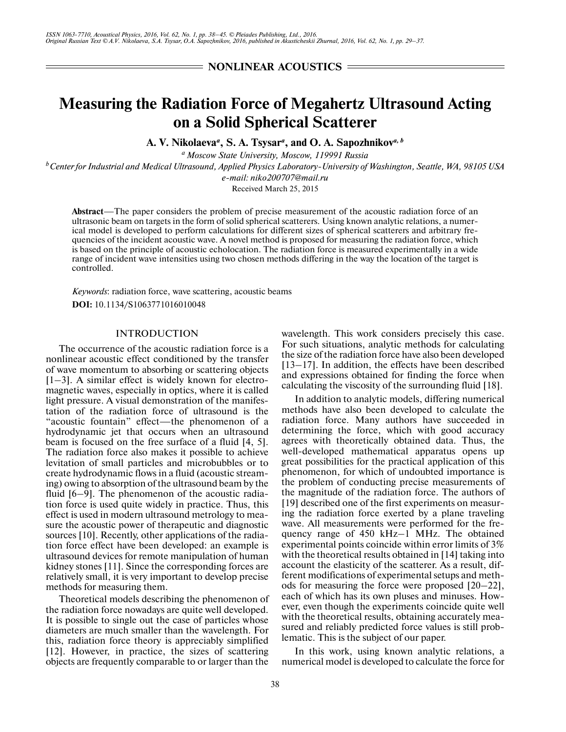NONLINEAR ACOUSTICS

# Measuring the Radiation Force of Megahertz Ultrasound Acting on a Solid Spherical Scatterer

**A. V. Nikolaeva[a], S. A. Tsysar[a], and O. A. Sapozhnikov[a, b]**

[a] *Moscow State University, Moscow, 119991 Russia*

[b] *Center for Industrial and Medical Ultrasound, Applied Physics Laboratory-University of Washington, Seattle, WA, 98105 USA*

*e-mail: niko200707@mail.ru*

Received March 25, 2015

**Abstract**—The paper considers the problem of precise measurement of the acoustic radiation force of an ultrasonic beam on targets in the form of solid spherical scatterers. Using known analytic relations, a numerical model is developed to perform calculations for different sizes of spherical scatterers and arbitrary frequencies of the incident acoustic wave. A novel method is proposed for measuring the radiation force, which is based on the principle of acoustic echolocation. The radiation force is measured experimentally in a wide range of incident wave intensities using two chosen methods differing in the way the location of the target is controlled.

*Keywords*: radiation force, wave scattering, acoustic beams

**DOI:** 10.1134/S1063771016010048

## INTRODUCTION

The occurrence of the acoustic radiation force is a nonlinear acoustic effect conditioned by the transfer of wave momentum to absorbing or scattering objects [1–3]. A similar effect is widely known for electromagnetic waves, especially in optics, where it is called light pressure. A visual demonstration of the manifestation of the radiation force of ultrasound is the "acoustic fountain" effect—the phenomenon of a hydrodynamic jet that occurs when an ultrasound beam is focused on the free surface of a fluid [4, 5]. The radiation force also makes it possible to achieve levitation of small particles and microbubbles or to create hydrodynamic flows in a fluid (acoustic streaming) owing to absorption of the ultrasound beam by the fluid [6–9]. The phenomenon of the acoustic radiation force is used quite widely in practice. Thus, this effect is used in modern ultrasound metrology to measure the acoustic power of therapeutic and diagnostic sources [10]. Recently, other applications of the radiation force effect have been developed: an example is ultrasound devices for remote manipulation of human kidney stones [11]. Since the corresponding forces are relatively small, it is very important to develop precise methods for measuring them.

Theoretical models describing the phenomenon of the radiation force nowadays are quite well developed. It is possible to single out the case of particles whose diameters are much smaller than the wavelength. For this, radiation force theory is appreciably simplified [12]. However, in practice, the sizes of scattering objects are frequently comparable to or larger than the wavelength. This work considers precisely this case. For such situations, analytic methods for calculating the size of the radiation force have also been developed [13–17]. In addition, the effects have been described and expressions obtained for finding the force when calculating the viscosity of the surrounding fluid [18].

In addition to analytic models, differing numerical methods have also been developed to calculate the radiation force. Many authors have succeeded in determining the force, which with good accuracy agrees with theoretically obtained data. Thus, the well-developed mathematical apparatus opens up great possibilities for the practical application of this phenomenon, for which of undoubted importance is the problem of conducting precise measurements of the magnitude of the radiation force. The authors of [19] described one of the first experiments on measuring the radiation force exerted by a plane traveling wave. All measurements were performed for the frequency range of 450 kHz–1 MHz. The obtained experimental points coincide within error limits of 3% with the theoretical results obtained in [14] taking into account the elasticity of the scatterer. As a result, different modifications of experimental setups and methods for measuring the force were proposed [20–22], each of which has its own pluses and minuses. However, even though the experiments coincide quite well with the theoretical results, obtaining accurately measured and reliably predicted force values is still problematic. This is the subject of our paper.

In this work, using known analytic relations, a numerical model is developed to calculate the force for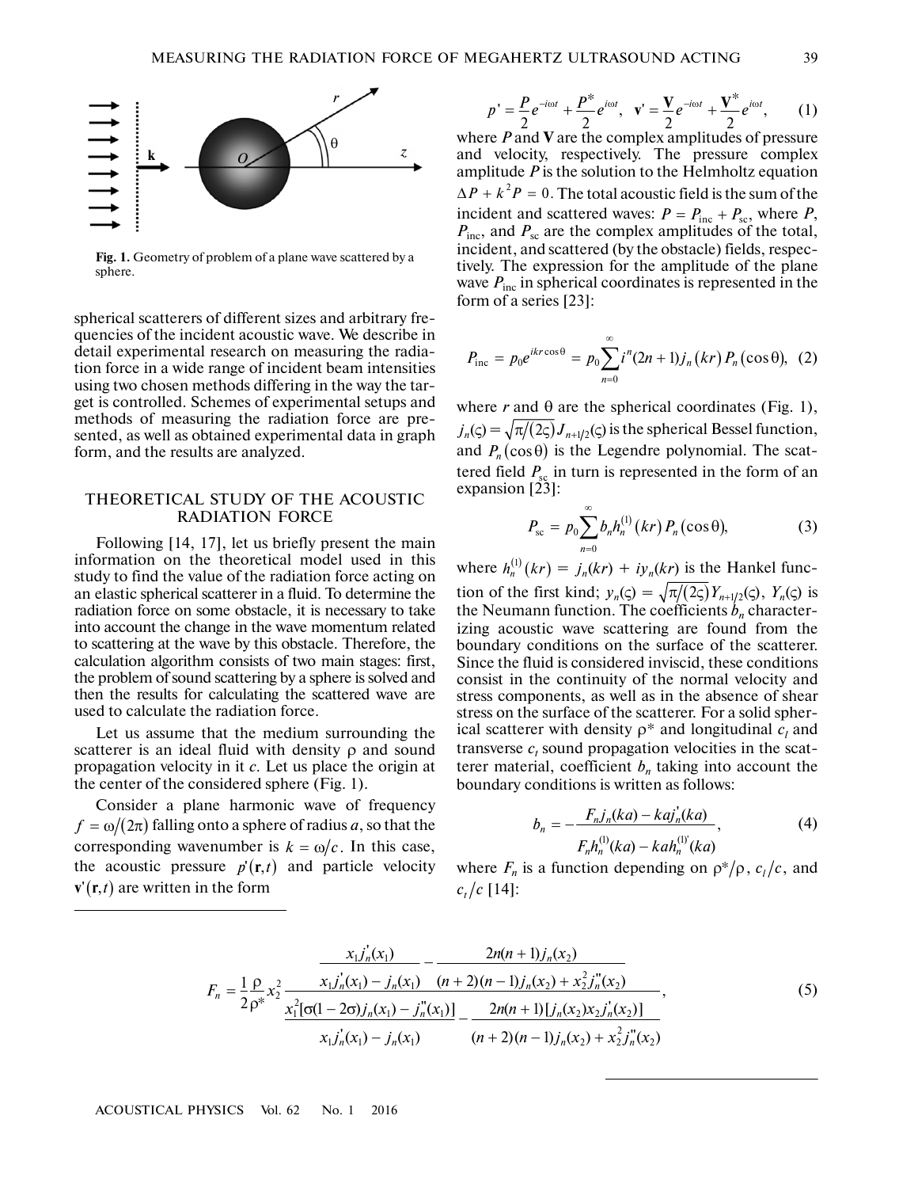Fig. 1. Geometry of problem of a plane wave scattered by a sphere.

spherical scatterers of different sizes and arbitrary frequencies of the incident acoustic wave. We describe in detail experimental research on measuring the radiation force in a wide range of incident beam intensities using two chosen methods differing in the way the target is controlled. Schemes of experimental setups and methods of measuring the radiation force are presented, as well as obtained experimental data in graph form, and the results are analyzed.

## THEORETICAL STUDY OF THE ACOUSTIC RADIATION FORCE

Following [14, 17], let us briefly present the main information on the theoretical model used in this study to find the value of the radiation force acting on an elastic spherical scatterer in a fluid. To determine the radiation force on some obstacle, it is necessary to take into account the change in the wave momentum related to scattering at the wave by this obstacle. Therefore, the calculation algorithm consists of two main stages: first, the problem of sound scattering by a sphere is solved and then the results for calculating the scattered wave are used to calculate the radiation force.

Let us assume that the medium surrounding the scatterer is an ideal fluid with density $\rho$ and sound propagation velocity in it $c$. Let us place the origin at the center of the considered sphere (Fig. 1).

Consider a plane harmonic wave of frequency $f = \omega/(2\pi)$ falling onto a sphere of radius $a$, so that the corresponding wavenumber is $k = \omega/c$. In this case, the acoustic pressure $p'(\mathbf{r},t)$ and particle velocity $\mathbf{v}'(\mathbf{r},t)$ are written in the form

$$p' = \frac{P}{2}e^{-i\omega t} + \frac{P^*}{2}e^{i\omega t}, \quad \mathbf{v}' = \frac{\mathbf{V}}{2}e^{-i\omega t} + \frac{\mathbf{V}^*}{2}e^{i\omega t}, \tag{1}$$

where $P$ and $\mathbf{V}$ are the complex amplitudes of pressure and velocity, respectively. The pressure complex amplitude $P$ is the solution to the Helmholtz equation $\Delta P + k^2 P = 0$. The total acoustic field is the sum of the incident and scattered waves: $P = P_{\text{inc}} + P_{\text{sc}}$, where $P$, $P_{\text{inc}}$, and $P_{\text{sc}}$ are the complex amplitudes of the total, incident, and scattered (by the obstacle) fields, respectively. The expression for the amplitude of the plane wave $P_{\text{inc}}$ in spherical coordinates is represented in the form of a series [23]:

$$P_{\text{inc}} = p_0 e^{ikr\cos\theta} = p_0 \sum_{n=0}^{\infty} i^n (2n+1) j_n(kr) P_n(\cos\theta), \tag{2}$$

where $r$ and $\theta$ are the spherical coordinates (Fig. 1), $j_n(\varsigma) = \sqrt{\pi/(2\varsigma)}J_{n+1/2}(\varsigma)$ is the spherical Bessel function, and $P_n(\cos\theta)$ is the Legendre polynomial. The scattered field $P_{\text{sc}}$ in turn is represented in the form of an expansion [23]:

$$P_{\text{sc}} = p_0 \sum_{n=0}^{\infty} b_n h_n^{(1)}(kr) P_n(\cos\theta), \tag{3}$$

where $h_n^{(1)}(kr) = j_n(kr) + iy_n(kr)$ is the Hankel function of the first kind; $y_n(\varsigma) = \sqrt{\pi/(2\varsigma)}Y_{n+1/2}(\varsigma)$, $Y_n(\varsigma)$ is the Neumann function. The coefficients $b_n$ characterizing acoustic wave scattering are found from the boundary conditions on the surface of the scatterer. Since the fluid is considered inviscid, these conditions consist in the continuity of the normal velocity and stress components, as well as in the absence of shear stress on the surface of the scatterer. For a solid spherical scatterer with density $\rho^*$ and longitudinal $c_l$ and transverse $c_t$ sound propagation velocities in the scatterer material, coefficient $b_n$ taking into account the boundary conditions is written as follows:

$$b_n = -\frac{F_n j_n(ka) - kaj_n'(ka)}{F_n h_n^{(1)}(ka) - kah_n^{(1)'}(ka)}, \tag{4}$$

where $F_n$ is a function depending on $\rho^*/\rho$, $c_l/c$, and $c_t/c$ [14]:

$$F_n = \frac{1}{2}\frac{\rho}{\rho^*}x_2^2 \frac{\dfrac{x_1 j_n'(x_1)}{x_1 j_n'(x_1) - j_n(x_1)} - \dfrac{2n(n+1)j_n(x_2)}{(n+2)(n-1)j_n(x_2) + x_2^2 j_n''(x_2)}}{\dfrac{x_1^2[\sigma(1-2\sigma)j_n(x_1) - j_n''(x_1)]}{x_1 j_n'(x_1) - j_n(x_1)} - \dfrac{2n(n+1)[j_n(x_2)x_2 j_n'(x_2)]}{(n+2)(n-1)j_n(x_2) + x_2^2 j_n''(x_2)}}, \tag{5}$$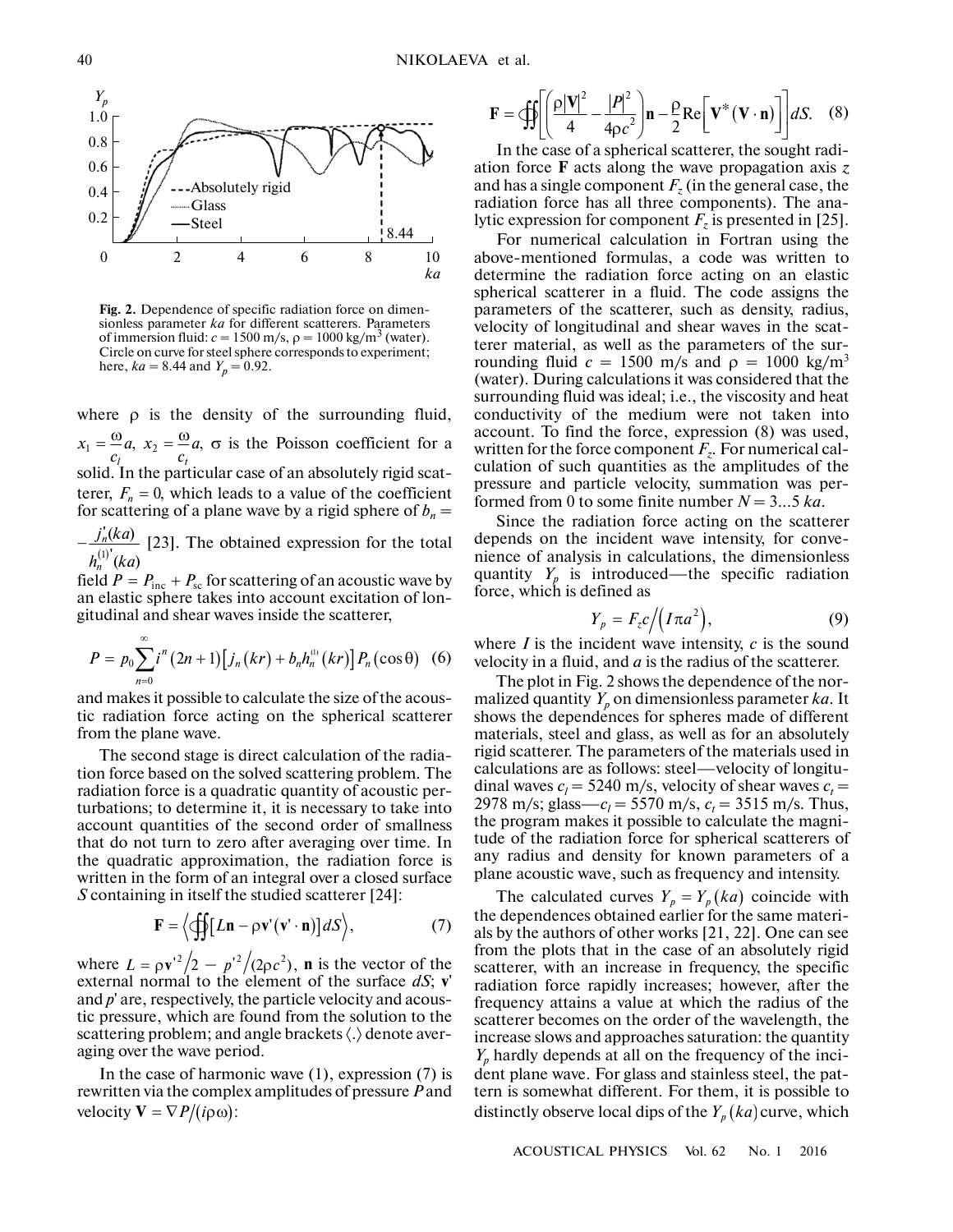Fig. 2. Dependence of specific radiation force on dimensionless parameter $ka$ for different scatterers. Parameters of immersion fluid: $c = 1500$ m/s, $\rho = 1000$ kg/m$^3$ (water). Circle on curve for steel sphere corresponds to experiment; here, $ka = 8.44$ and $Y_p = 0.92$.

where $\rho$ is the density of the surrounding fluid, $x_1 = \frac{\omega}{c_l}a$, $x_2 = \frac{\omega}{c_t}a$, $\sigma$ is the Poisson coefficient for a solid. In the particular case of an absolutely rigid scatterer, $F_n = 0$, which leads to a value of the coefficient for scattering of a plane wave by a rigid sphere of $b_n = -\frac{j_n'(ka)}{h_n^{(1)'}(ka)}$ [23]. The obtained expression for the total field $P = P_{\text{inc}} + P_{\text{sc}}$ for scattering of an acoustic wave by an elastic sphere takes into account excitation of longitudinal and shear waves inside the scatterer,

$$P = p_0 \sum_{n=0}^{\infty} i^n (2n+1)\left[j_n(kr) + b_n h_n^{(1)}(kr)\right] P_n(\cos\theta) \quad (6)$$

and makes it possible to calculate the size of the acoustic radiation force acting on the spherical scatterer from the plane wave.

The second stage is direct calculation of the radiation force based on the solved scattering problem. The radiation force is a quadratic quantity of acoustic perturbations; to determine it, it is necessary to take into account quantities of the second order of smallness that do not turn to zero after averaging over time. In the quadratic approximation, the radiation force is written in the form of an integral over a closed surface $S$ containing in itself the studied scatterer [24]:

$$\mathbf{F} = \left\langle \oiint \left[L\mathbf{n} - \rho\mathbf{v}'(\mathbf{v}'\cdot\mathbf{n})\right] dS \right\rangle, \quad (7)$$

where $L = \rho \mathbf{v}'^2/2 - p'^2/(2\rho c^2)$, $\mathbf{n}$ is the vector of the external normal to the element of the surface $dS$; $\mathbf{v}'$ and $p'$ are, respectively, the particle velocity and acoustic pressure, which are found from the solution to the scattering problem; and angle brackets $\langle . \rangle$ denote averaging over the wave period.

In the case of harmonic wave (1), expression (7) is rewritten via the complex amplitudes of pressure $P$ and velocity $\mathbf{V} = \nabla P/(i\rho\omega)$:

$$\mathbf{F} = \oiint \left[\left(\frac{\rho|\mathbf{V}|^2}{4} - \frac{|P|^2}{4\rho c^2}\right)\mathbf{n} - \frac{\rho}{2}\text{Re}\left[\mathbf{V}^*(\mathbf{V}\cdot\mathbf{n})\right]\right] dS. \quad (8)$$

In the case of a spherical scatterer, the sought radiation force $\mathbf{F}$ acts along the wave propagation axis $z$ and has a single component $F_z$ (in the general case, the radiation force has all three components). The analytic expression for component $F_z$ is presented in [25].

For numerical calculation in Fortran using the above-mentioned formulas, a code was written to determine the radiation force acting on an elastic spherical scatterer in a fluid. The code assigns the parameters of the scatterer, such as density, radius, velocity of longitudinal and shear waves in the scatterer material, as well as the parameters of the surrounding fluid $c = 1500$ m/s and $\rho = 1000$ kg/m$^3$ (water). During calculations it was considered that the surrounding fluid was ideal; i.e., the viscosity and heat conductivity of the medium were not taken into account. To find the force, expression (8) was used, written for the force component $F_z$. For numerical calculation of such quantities as the amplitudes of the pressure and particle velocity, summation was performed from 0 to some finite number $N = 3...5\,ka$.

Since the radiation force acting on the scatterer depends on the incident wave intensity, for convenience of analysis in calculations, the dimensionless quantity $Y_p$ is introduced—the specific radiation force, which is defined as

$$Y_p = F_z c / \left(I\pi a^2\right), \quad (9)$$

where $I$ is the incident wave intensity, $c$ is the sound velocity in a fluid, and $a$ is the radius of the scatterer.

The plot in Fig. 2 shows the dependence of the normalized quantity $Y_p$ on dimensionless parameter $ka$. It shows the dependences for spheres made of different materials, steel and glass, as well as for an absolutely rigid scatterer. The parameters of the materials used in calculations are as follows: steel—velocity of longitudinal waves $c_l = 5240$ m/s, velocity of shear waves $c_t = 2978$ m/s; glass—$c_l = 5570$ m/s, $c_t = 3515$ m/s. Thus, the program makes it possible to calculate the magnitude of the radiation force for spherical scatterers of any radius and density for known parameters of a plane acoustic wave, such as frequency and intensity.

The calculated curves $Y_p = Y_p(ka)$ coincide with the dependences obtained earlier for the same materials by the authors of other works [21, 22]. One can see from the plots that in the case of an absolutely rigid scatterer, with an increase in frequency, the specific radiation force rapidly increases; however, after the frequency attains a value at which the radius of the scatterer becomes on the order of the wavelength, the increase slows and approaches saturation: the quantity $Y_p$ hardly depends at all on the frequency of the incident plane wave. For glass and stainless steel, the pattern is somewhat different. For them, it is possible to distinctly observe local dips of the $Y_p(ka)$ curve, which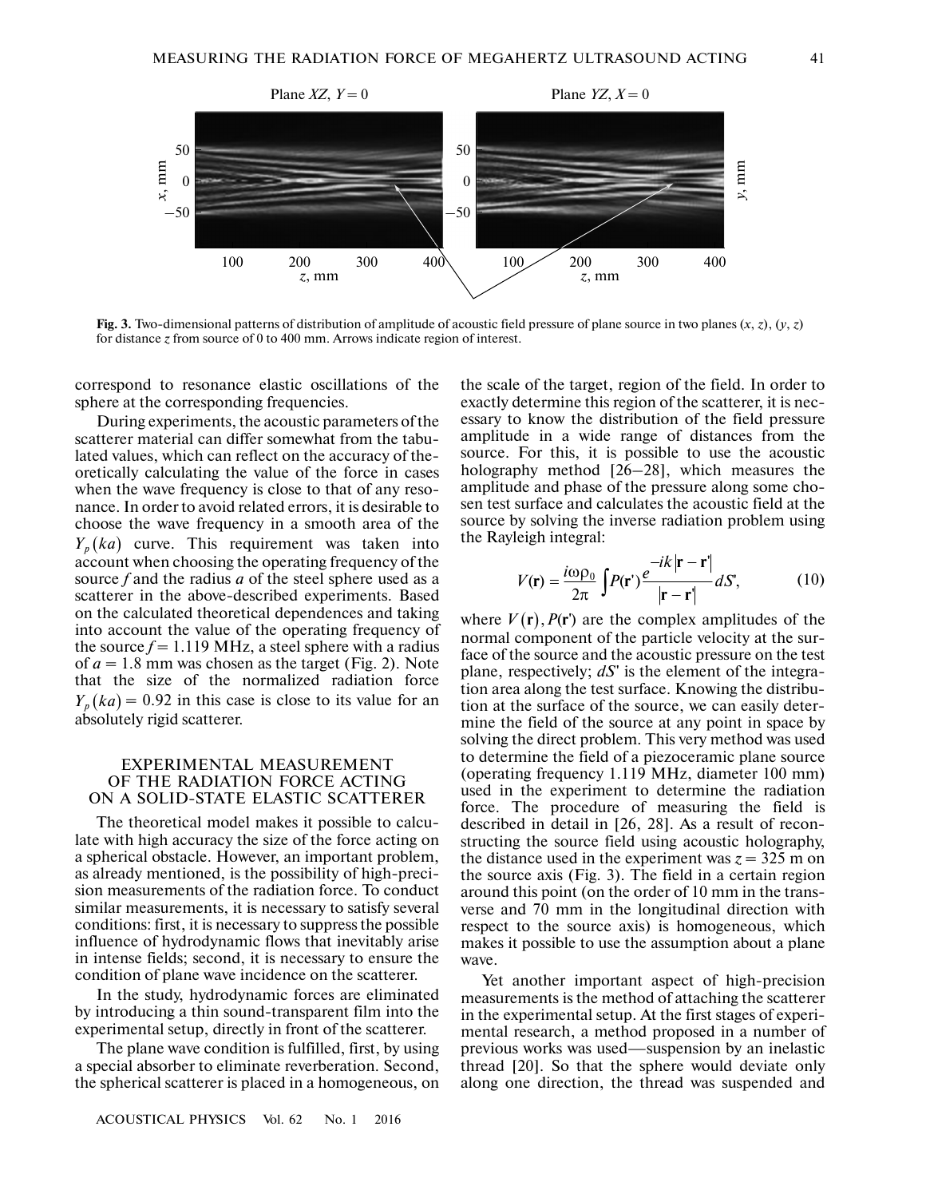Fig. 3. Two-dimensional patterns of distribution of amplitude of acoustic field pressure of plane source in two planes $(x, z)$, $(y, z)$ for distance $z$ from source of 0 to 400 mm. Arrows indicate region of interest.

correspond to resonance elastic oscillations of the sphere at the corresponding frequencies.

During experiments, the acoustic parameters of the scatterer material can differ somewhat from the tabulated values, which can reflect on the accuracy of theoretically calculating the value of the force in cases when the wave frequency is close to that of any resonance. In order to avoid related errors, it is desirable to choose the wave frequency in a smooth area of the $Y_p(ka)$ curve. This requirement was taken into account when choosing the operating frequency of the source $f$ and the radius $a$ of the steel sphere used as a scatterer in the above-described experiments. Based on the calculated theoretical dependences and taking into account the value of the operating frequency of the source $f = 1.119$ MHz, a steel sphere with a radius of $a = 1.8$ mm was chosen as the target (Fig. 2). Note that the size of the normalized radiation force $Y_p(ka) = 0.92$ in this case is close to its value for an absolutely rigid scatterer.

## EXPERIMENTAL MEASUREMENT OF THE RADIATION FORCE ACTING ON A SOLID-STATE ELASTIC SCATTERER

The theoretical model makes it possible to calculate with high accuracy the size of the force acting on a spherical obstacle. However, an important problem, as already mentioned, is the possibility of high-precision measurements of the radiation force. To conduct similar measurements, it is necessary to satisfy several conditions: first, it is necessary to suppress the possible influence of hydrodynamic flows that inevitably arise in intense fields; second, it is necessary to ensure the condition of plane wave incidence on the scatterer.

In the study, hydrodynamic forces are eliminated by introducing a thin sound-transparent film into the experimental setup, directly in front of the scatterer.

The plane wave condition is fulfilled, first, by using a special absorber to eliminate reverberation. Second, the spherical scatterer is placed in a homogeneous, on the scale of the target, region of the field. In order to exactly determine this region of the scatterer, it is necessary to know the distribution of the field pressure amplitude in a wide range of distances from the source. For this, it is possible to use the acoustic holography method [26–28], which measures the amplitude and phase of the pressure along some chosen test surface and calculates the acoustic field at the source by solving the inverse radiation problem using the Rayleigh integral:

$$V(\mathbf{r}) = \frac{i\omega\rho_0}{2\pi}\int P(\mathbf{r}')\frac{e^{-ik|\mathbf{r}-\mathbf{r}'|}}{|\mathbf{r}-\mathbf{r}'|}dS', \tag{10}$$

where $V(\mathbf{r}), P(\mathbf{r}')$ are the complex amplitudes of the normal component of the particle velocity at the surface of the source and the acoustic pressure on the test plane, respectively; $dS'$ is the element of the integration area along the test surface. Knowing the distribution at the surface of the source, we can easily determine the field of the source at any point in space by solving the direct problem. This very method was used to determine the field of a piezoceramic plane source (operating frequency 1.119 MHz, diameter 100 mm) used in the experiment to determine the radiation force. The procedure of measuring the field is described in detail in [26, 28]. As a result of reconstructing the source field using acoustic holography, the distance used in the experiment was $z = 325$ m on the source axis (Fig. 3). The field in a certain region around this point (on the order of 10 mm in the transverse and 70 mm in the longitudinal direction with respect to the source axis) is homogeneous, which makes it possible to use the assumption about a plane wave.

Yet another important aspect of high-precision measurements is the method of attaching the scatterer in the experimental setup. At the first stages of experimental research, a method proposed in a number of previous works was used—suspension by an inelastic thread [20]. So that the sphere would deviate only along one direction, the thread was suspended and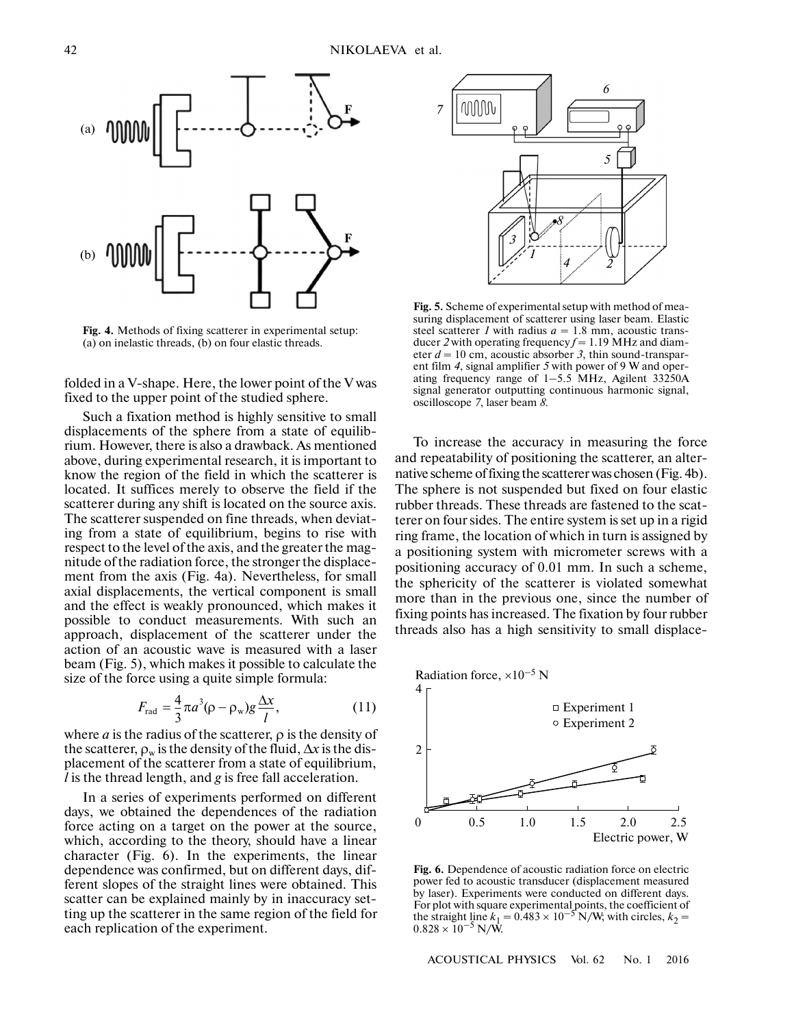Fig. 4. Methods of fixing scatterer in experimental setup: (a) on inelastic threads, (b) on four elastic threads.

folded in a V-shape. Here, the lower point of the V was fixed to the upper point of the studied sphere.

Such a fixation method is highly sensitive to small displacements of the sphere from a state of equilibrium. However, there is also a drawback. As mentioned above, during experimental research, it is important to know the region of the field in which the scatterer is located. It suffices merely to observe the field if the scatterer during any shift is located on the source axis. The scatterer suspended on fine threads, when deviating from a state of equilibrium, begins to rise with respect to the level of the axis, and the greater the magnitude of the radiation force, the stronger the displacement from the axis (Fig. 4a). Nevertheless, for small axial displacements, the vertical component is small and the effect is weakly pronounced, which makes it possible to conduct measurements. With such an approach, displacement of the scatterer under the action of an acoustic wave is measured with a laser beam (Fig. 5), which makes it possible to calculate the size of the force using a quite simple formula:

$$F_{\rm rad} = \frac{4}{3}\pi a^3(\rho - \rho_{\rm w})g\frac{\Delta x}{l}, \tag{11}$$

where $a$ is the radius of the scatterer, $\rho$ is the density of the scatterer, $\rho_{\rm w}$ is the density of the fluid, $\Delta x$ is the displacement of the scatterer from a state of equilibrium, $l$ is the thread length, and $g$ is free fall acceleration.

In a series of experiments performed on different days, we obtained the dependences of the radiation force acting on a target on the power at the source, which, according to the theory, should have a linear character (Fig. 6). In the experiments, the linear dependence was confirmed, but on different days, different slopes of the straight lines were obtained. This scatter can be explained mainly by in inaccuracy setting up the scatterer in the same region of the field for each replication of the experiment.

Fig. 5. Scheme of experimental setup with method of measuring displacement of scatterer using laser beam. Elastic steel scatterer *1* with radius $a$ = 1.8 mm, acoustic transducer *2* with operating frequency $f$ = 1.19 MHz and diameter $d$ = 10 cm, acoustic absorber *3*, thin sound-transparent film *4*, signal amplifier *5* with power of 9 W and operating frequency range of 1–5.5 MHz, Agilent 33250A signal generator outputting continuous harmonic signal, oscilloscope *7*, laser beam *8*.

To increase the accuracy in measuring the force and repeatability of positioning the scatterer, an alternative scheme of fixing the scatterer was chosen (Fig. 4b). The sphere is not suspended but fixed on four elastic rubber threads. These threads are fastened to the scatterer on four sides. The entire system is set up in a rigid ring frame, the location of which in turn is assigned by a positioning system with micrometer screws with a positioning accuracy of 0.01 mm. In such a scheme, the sphericity of the scatterer is violated somewhat more than in the previous one, since the number of fixing points has increased. The fixation by four rubber threads also has a high sensitivity to small displace-

Fig. 6. Dependence of acoustic radiation force on electric power fed to acoustic transducer (displacement measured by laser). Experiments were conducted on different days. For plot with square experimental points, the coefficient of the straight line $k_1 = 0.483 \times 10^{-5}$ N/W; with circles, $k_2 = 0.828 \times 10^{-5}$ N/W.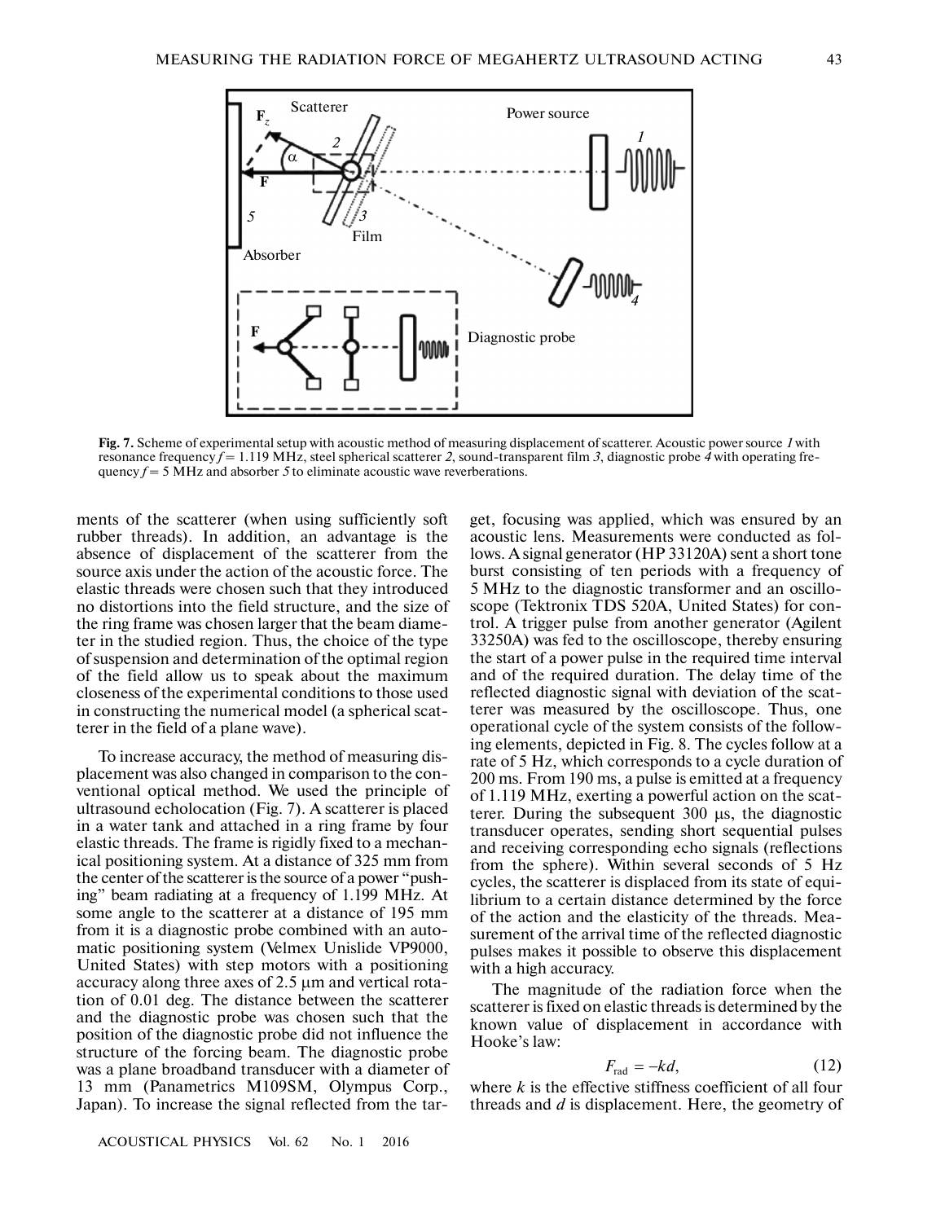**Fig. 7.** Scheme of experimental setup with acoustic method of measuring displacement of scatterer. Acoustic power source *1* with resonance frequency $f = 1.119$ MHz, steel spherical scatterer *2*, sound-transparent film *3*, diagnostic probe *4* with operating frequency $f = 5$ MHz and absorber *5* to eliminate acoustic wave reverberations.

ments of the scatterer (when using sufficiently soft rubber threads). In addition, an advantage is the absence of displacement of the scatterer from the source axis under the action of the acoustic force. The elastic threads were chosen such that they introduced no distortions into the field structure, and the size of the ring frame was chosen larger that the beam diameter in the studied region. Thus, the choice of the type of suspension and determination of the optimal region of the field allow us to speak about the maximum closeness of the experimental conditions to those used in constructing the numerical model (a spherical scatterer in the field of a plane wave).

To increase accuracy, the method of measuring displacement was also changed in comparison to the conventional optical method. We used the principle of ultrasound echolocation (Fig. 7). A scatterer is placed in a water tank and attached in a ring frame by four elastic threads. The frame is rigidly fixed to a mechanical positioning system. At a distance of 325 mm from the center of the scatterer is the source of a power "pushing" beam radiating at a frequency of 1.199 MHz. At some angle to the scatterer at a distance of 195 mm from it is a diagnostic probe combined with an automatic positioning system (Velmex Unislide VP9000, United States) with step motors with a positioning accuracy along three axes of 2.5 μm and vertical rotation of 0.01 deg. The distance between the scatterer and the diagnostic probe was chosen such that the position of the diagnostic probe did not influence the structure of the forcing beam. The diagnostic probe was a plane broadband transducer with a diameter of 13 mm (Panametrics M109SM, Olympus Corp., Japan). To increase the signal reflected from the target, focusing was applied, which was ensured by an acoustic lens. Measurements were conducted as follows. A signal generator (HP 33120A) sent a short tone burst consisting of ten periods with a frequency of 5 MHz to the diagnostic transformer and an oscilloscope (Tektronix TDS 520A, United States) for control. A trigger pulse from another generator (Agilent 33250A) was fed to the oscilloscope, thereby ensuring the start of a power pulse in the required time interval and of the required duration. The delay time of the reflected diagnostic signal with deviation of the scatterer was measured by the oscilloscope. Thus, one operational cycle of the system consists of the following elements, depicted in Fig. 8. The cycles follow at a rate of 5 Hz, which corresponds to a cycle duration of 200 ms. From 190 ms, a pulse is emitted at a frequency of 1.119 MHz, exerting a powerful action on the scatterer. During the subsequent 300 μs, the diagnostic transducer operates, sending short sequential pulses and receiving corresponding echo signals (reflections from the sphere). Within several seconds of 5 Hz cycles, the scatterer is displaced from its state of equilibrium to a certain distance determined by the force of the action and the elasticity of the threads. Measurement of the arrival time of the reflected diagnostic pulses makes it possible to observe this displacement with a high accuracy.

The magnitude of the radiation force when the scatterer is fixed on elastic threads is determined by the known value of displacement in accordance with Hooke's law:

$$F_{\mathrm{rad}} = -kd, \tag{12}$$

where $k$ is the effective stiffness coefficient of all four threads and $d$ is displacement. Here, the geometry of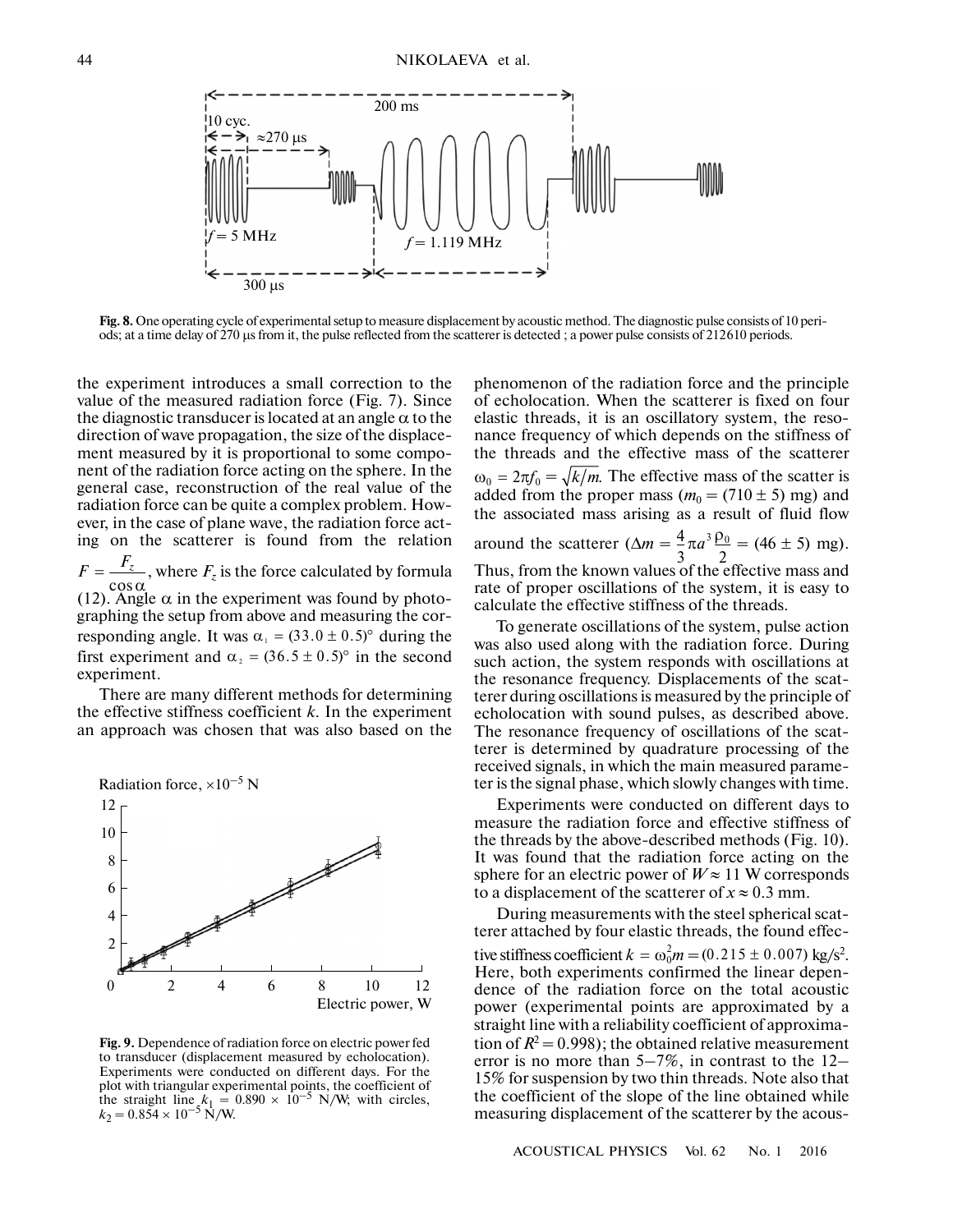Fig. 8. One operating cycle of experimental setup to measure displacement by acoustic method. The diagnostic pulse consists of 10 periods; at a time delay of 270 μs from it, the pulse reflected from the scatterer is detected ; a power pulse consists of 212610 periods.

the experiment introduces a small correction to the value of the measured radiation force (Fig. 7). Since the diagnostic transducer is located at an angle $\alpha$ to the direction of wave propagation, the size of the displacement measured by it is proportional to some component of the radiation force acting on the sphere. In the general case, reconstruction of the real value of the radiation force can be quite a complex problem. However, in the case of plane wave, the radiation force acting on the scatterer is found from the relation $F = \frac{F_z}{\cos\alpha}$, where $F_z$ is the force calculated by formula (12). Angle $\alpha$ in the experiment was found by photographing the setup from above and measuring the corresponding angle. It was $\alpha_1 = (33.0 \pm 0.5)°$ during the first experiment and $\alpha_2 = (36.5 \pm 0.5)°$ in the second experiment.

There are many different methods for determining the effective stiffness coefficient $k$. In the experiment an approach was chosen that was also based on the phenomenon of the radiation force and the principle of echolocation. When the scatterer is fixed on four elastic threads, it is an oscillatory system, the resonance frequency of which depends on the stiffness of the threads and the effective mass of the scatterer $\omega_0 = 2\pi f_0 = \sqrt{k/m}$. The effective mass of the scatter is added from the proper mass ($m_0 = (710 \pm 5)$ mg) and the associated mass arising as a result of fluid flow around the scatterer ($\Delta m = \frac{4}{3}\pi a^3 \frac{\rho_0}{2} = (46 \pm 5)$ mg). Thus, from the known values of the effective mass and rate of proper oscillations of the system, it is easy to calculate the effective stiffness of the threads.

To generate oscillations of the system, pulse action was also used along with the radiation force. During such action, the system responds with oscillations at the resonance frequency. Displacements of the scatterer during oscillations is measured by the principle of echolocation with sound pulses, as described above. The resonance frequency of oscillations of the scatterer is determined by quadrature processing of the received signals, in which the main measured parameter is the signal phase, which slowly changes with time.

Experiments were conducted on different days to measure the radiation force and effective stiffness of the threads by the above-described methods (Fig. 10). It was found that the radiation force acting on the sphere for an electric power of $W \approx 11$ W corresponds to a displacement of the scatterer of $x \approx 0.3$ mm.

During measurements with the steel spherical scatterer attached by four elastic threads, the found effective stiffness coefficient $k = \omega_0^2 m = (0.215 \pm 0.007)$ kg/s$^2$. Here, both experiments confirmed the linear dependence of the radiation force on the total acoustic power (experimental points are approximated by a straight line with a reliability coefficient of approximation of $R^2 = 0.998$); the obtained relative measurement error is no more than 5–7%, in contrast to the 12–15% for suspension by two thin threads. Note also that the coefficient of the slope of the line obtained while measuring displacement of the scatterer by the acous-

Fig. 9. Dependence of radiation force on electric power fed to transducer (displacement measured by echolocation). Experiments were conducted on different days. For the plot with triangular experimental points, the coefficient of the straight line $k_1 = 0.890 \times 10^{-5}$ N/W; with circles, $k_2 = 0.854 \times 10^{-5}$ N/W.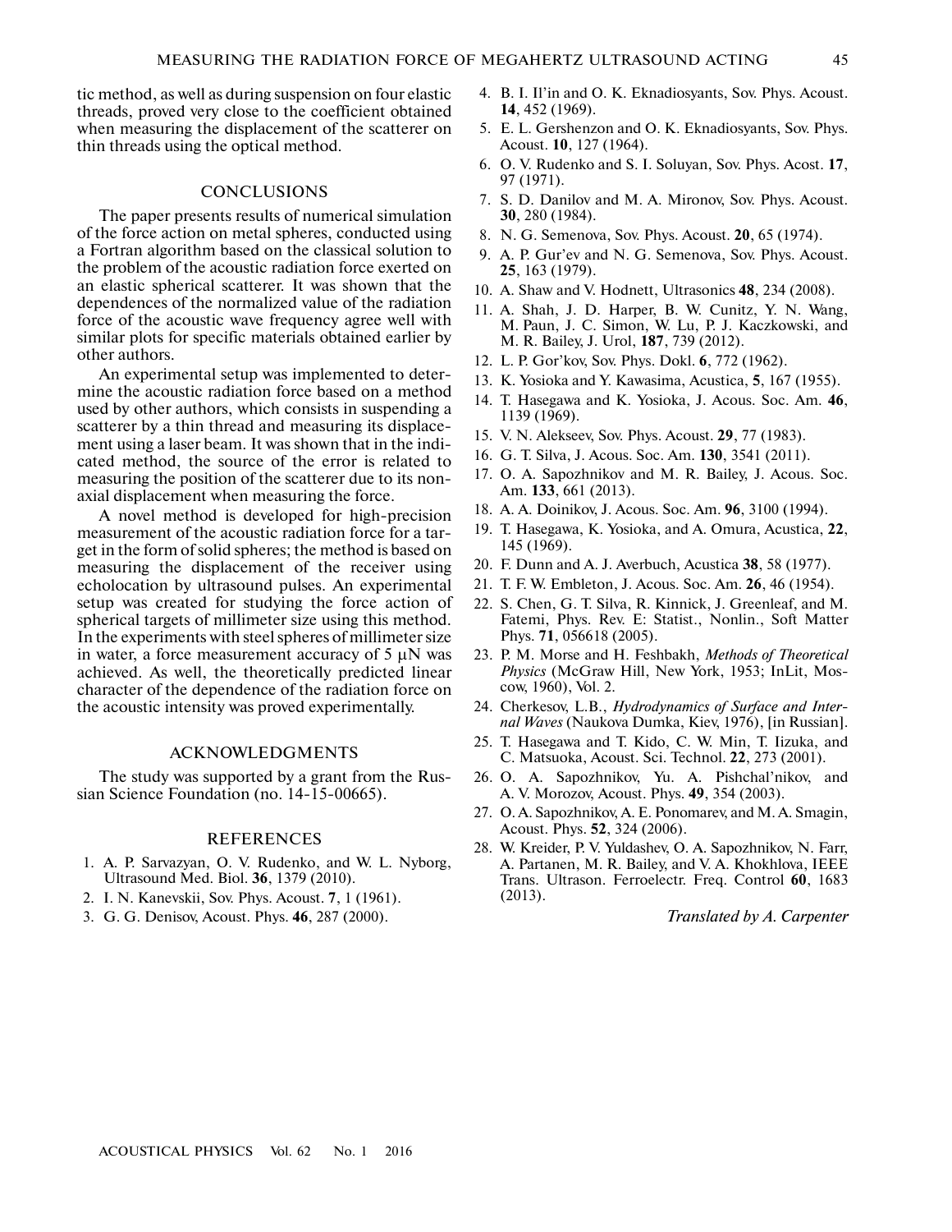tic method, as well as during suspension on four elastic threads, proved very close to the coefficient obtained when measuring the displacement of the scatterer on thin threads using the optical method.

## CONCLUSIONS

The paper presents results of numerical simulation of the force action on metal spheres, conducted using a Fortran algorithm based on the classical solution to the problem of the acoustic radiation force exerted on an elastic spherical scatterer. It was shown that the dependences of the normalized value of the radiation force of the acoustic wave frequency agree well with similar plots for specific materials obtained earlier by other authors.

An experimental setup was implemented to determine the acoustic radiation force based on a method used by other authors, which consists in suspending a scatterer by a thin thread and measuring its displacement using a laser beam. It was shown that in the indicated method, the source of the error is related to measuring the position of the scatterer due to its nonaxial displacement when measuring the force.

A novel method is developed for high-precision measurement of the acoustic radiation force for a target in the form of solid spheres; the method is based on measuring the displacement of the receiver using echolocation by ultrasound pulses. An experimental setup was created for studying the force action of spherical targets of millimeter size using this method. In the experiments with steel spheres of millimeter size in water, a force measurement accuracy of 5 μN was achieved. As well, the theoretically predicted linear character of the dependence of the radiation force on the acoustic intensity was proved experimentally.

## ACKNOWLEDGMENTS

The study was supported by a grant from the Russian Science Foundation (no. 14-15-00665).

## REFERENCES

1. A. P. Sarvazyan, O. V. Rudenko, and W. L. Nyborg, Ultrasound Med. Biol. **36**, 1379 (2010).
2. I. N. Kanevskii, Sov. Phys. Acoust. **7**, 1 (1961).
3. G. G. Denisov, Acoust. Phys. **46**, 287 (2000).
4. B. I. Il'in and O. K. Eknadiosyants, Sov. Phys. Acoust. **14**, 452 (1969).
5. E. L. Gershenzon and O. K. Eknadiosyants, Sov. Phys. Acoust. **10**, 127 (1964).
6. O. V. Rudenko and S. I. Soluyan, Sov. Phys. Acost. **17**, 97 (1971).
7. S. D. Danilov and M. A. Mironov, Sov. Phys. Acoust. **30**, 280 (1984).
8. N. G. Semenova, Sov. Phys. Acoust. **20**, 65 (1974).
9. A. P. Gur'ev and N. G. Semenova, Sov. Phys. Acoust. **25**, 163 (1979).
10. A. Shaw and V. Hodnett, Ultrasonics **48**, 234 (2008).
11. A. Shah, J. D. Harper, B. W. Cunitz, Y. N. Wang, M. Paun, J. C. Simon, W. Lu, P. J. Kaczkowski, and M. R. Bailey, J. Urol, **187**, 739 (2012).
12. L. P. Gor'kov, Sov. Phys. Dokl. **6**, 772 (1962).
13. K. Yosioka and Y. Kawasima, Acustica, **5**, 167 (1955).
14. T. Hasegawa and K. Yosioka, J. Acous. Soc. Am. **46**, 1139 (1969).
15. V. N. Alekseev, Sov. Phys. Acoust. **29**, 77 (1983).
16. G. T. Silva, J. Acous. Soc. Am. **130**, 3541 (2011).
17. O. A. Sapozhnikov and M. R. Bailey, J. Acous. Soc. Am. **133**, 661 (2013).
18. A. A. Doinikov, J. Acous. Soc. Am. **96**, 3100 (1994).
19. T. Hasegawa, K. Yosioka, and A. Omura, Acustica, **22**, 145 (1969).
20. F. Dunn and A. J. Averbuch, Acustica **38**, 58 (1977).
21. T. F. W. Embleton, J. Acous. Soc. Am. **26**, 46 (1954).
22. S. Chen, G. T. Silva, R. Kinnick, J. Greenleaf, and M. Fatemi, Phys. Rev. E: Statist., Nonlin., Soft Matter Phys. **71**, 056618 (2005).
23. P. M. Morse and H. Feshbakh, *Methods of Theoretical Physics* (McGraw Hill, New York, 1953; InLit, Moscow, 1960), Vol. 2.
24. Cherkesov, L.B., *Hydrodynamics of Surface and Internal Waves* (Naukova Dumka, Kiev, 1976), [in Russian].
25. T. Hasegawa and T. Kido, C. W. Min, T. Iizuka, and C. Matsuoka, Acoust. Sci. Technol. **22**, 273 (2001).
26. O. A. Sapozhnikov, Yu. A. Pishchal'nikov, and A. V. Morozov, Acoust. Phys. **49**, 354 (2003).
27. O. A. Sapozhnikov, A. E. Ponomarev, and M. A. Smagin, Acoust. Phys. **52**, 324 (2006).
28. W. Kreider, P. V. Yuldashev, O. A. Sapozhnikov, N. Farr, A. Partanen, M. R. Bailey, and V. A. Khokhlova, IEEE Trans. Ultrason. Ferroelectr. Freq. Control **60**, 1683 (2013).

*Translated by A. Carpenter*